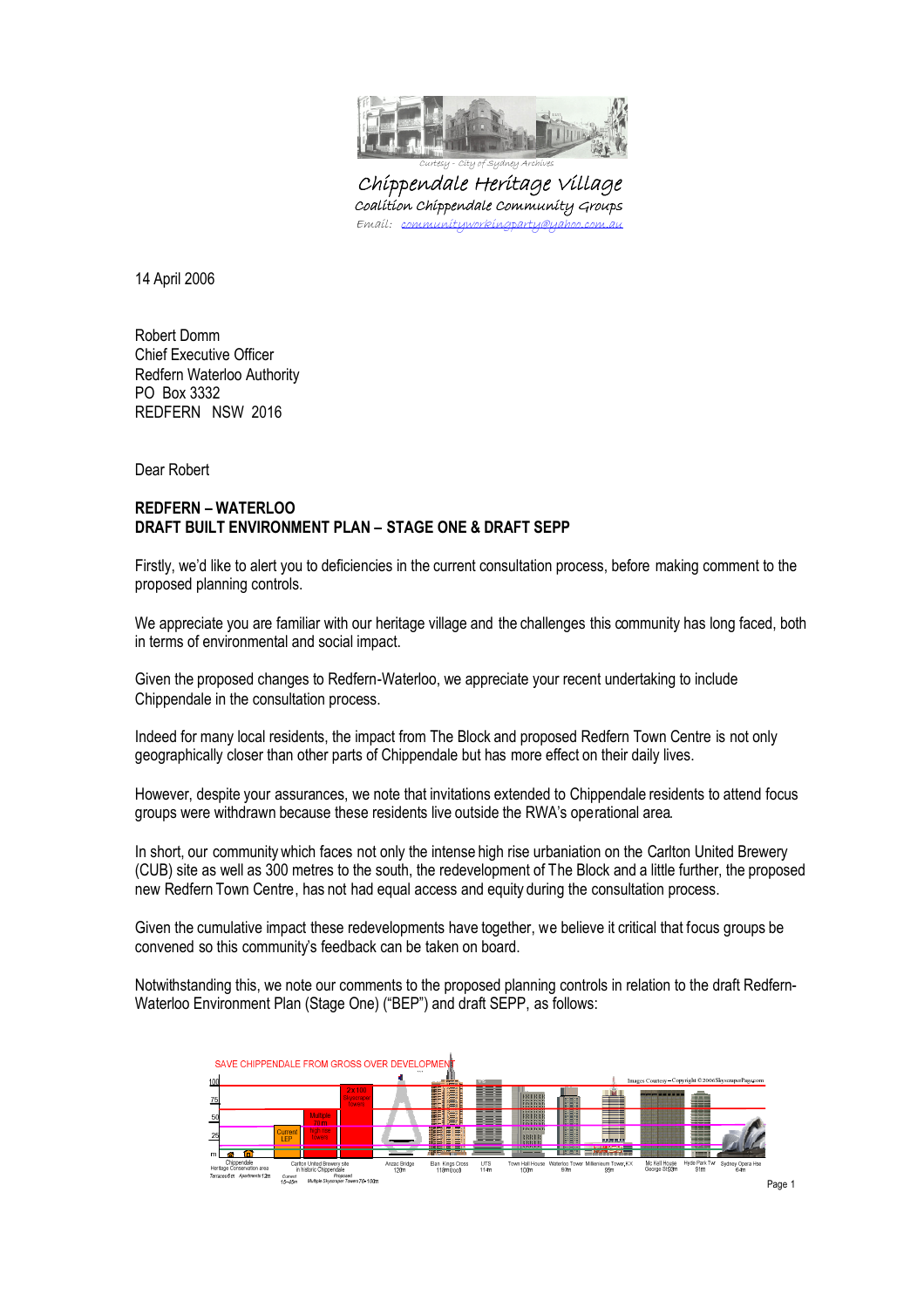Curtesy – City of Sydney Archives

*Chippendale Heritage Village*
*Coalition Chippendale Community Groups*
*Email: communityworkingparty@yahoo.com.au*

14 April 2006

Robert Domm
Chief Executive Officer
Redfern Waterloo Authority
PO Box 3332
REDFERN NSW 2016

Dear Robert

**REDFERN – WATERLOO**
**DRAFT BUILT ENVIRONMENT PLAN – STAGE ONE & DRAFT SEPP**

Firstly, we'd like to alert you to deficiencies in the current consultation process, before making comment to the proposed planning controls.

We appreciate you are familiar with our heritage village and the challenges this community has long faced, both in terms of environmental and social impact.

Given the proposed changes to Redfern-Waterloo, we appreciate your recent undertaking to include Chippendale in the consultation process.

Indeed for many local residents, the impact from The Block and proposed Redfern Town Centre is not only geographically closer than other parts of Chippendale but has more effect on their daily lives.

However, despite your assurances, we note that invitations extended to Chippendale residents to attend focus groups were withdrawn because these residents live outside the RWA's operational area.

In short, our community which faces not only the intense high rise urbaniation on the Carlton United Brewery (CUB) site as well as 300 metres to the south, the redevelopment of The Block and a little further, the proposed new Redfern Town Centre, has not had equal access and equity during the consultation process.

Given the cumulative impact these redevelopments have together, we believe it critical that focus groups be convened so this community's feedback can be taken on board.

Notwithstanding this, we note our comments to the proposed planning controls in relation to the draft Redfern-Waterloo Environment Plan (Stage One) ("BEP") and draft SEPP, as follows:

SAVE CHIPPENDALE FROM GROSS OVER DEVELOPMENT

Images Courtesy – Copyright © 2006 SkyscraperPage.com

Chippendale Heritage Conservation area – Terraces 6m, Apartments 12m; Carlton United Brewery site in historic Chippendale – Current LEP 15–45m, Proposed Multiple Skyscraper Towers 70–100m (Multiple 70 m high rise towers; 2 x 100 Skyscraper towers); Anzac Bridge 120m; Elan Kings Cross 118m (roof); UTS 114m; Town Hall House 100m; Waterloo Tower 87m; Millennium Tower, KX 95m; Mc Kell House George St 83m; Hyde Park Twr 81m; Sydney Opera Hse 64m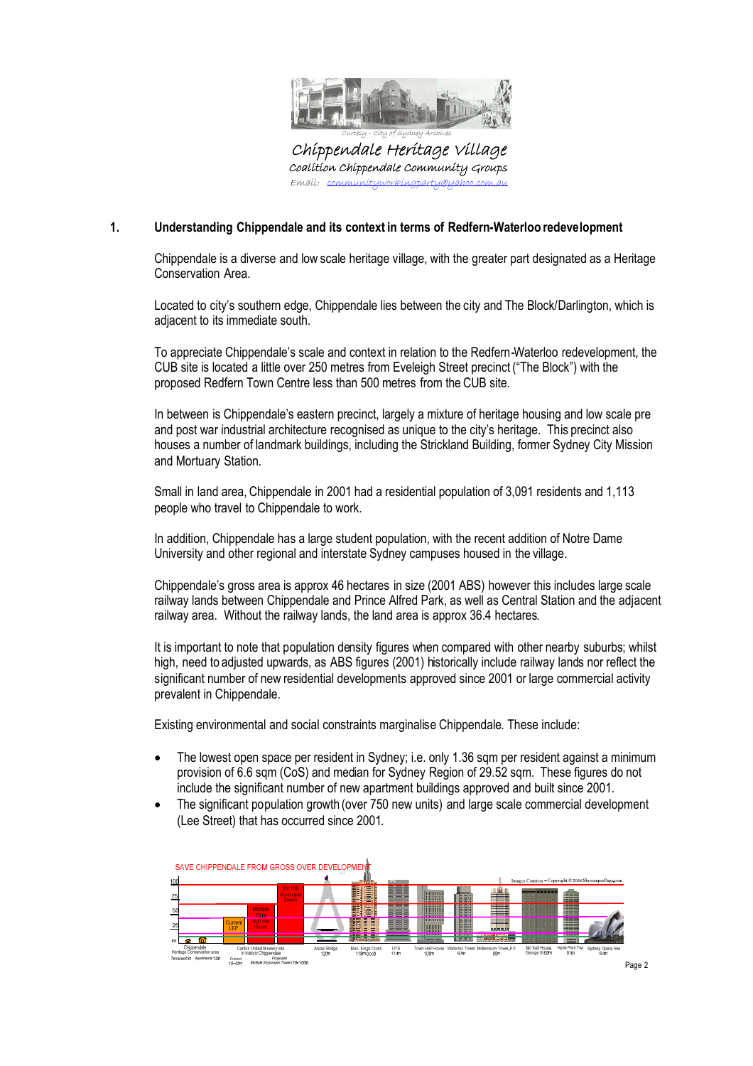Curtesy - City of Sydney Archives

Chippendale Heritage Village

Coalition Chippendale Community Groups

Email: communityworkingparty@yahoo.com.au

## 1. Understanding Chippendale and its context in terms of Redfern-Waterloo redevelopment

Chippendale is a diverse and low scale heritage village, with the greater part designated as a Heritage Conservation Area.

Located to city's southern edge, Chippendale lies between the city and The Block/Darlington, which is adjacent to its immediate south.

To appreciate Chippendale's scale and context in relation to the Redfern-Waterloo redevelopment, the CUB site is located a little over 250 metres from Eveleigh Street precinct ("The Block") with the proposed Redfern Town Centre less than 500 metres from the CUB site.

In between is Chippendale's eastern precinct, largely a mixture of heritage housing and low scale pre and post war industrial architecture recognised as unique to the city's heritage. This precinct also houses a number of landmark buildings, including the Strickland Building, former Sydney City Mission and Mortuary Station.

Small in land area, Chippendale in 2001 had a residential population of 3,091 residents and 1,113 people who travel to Chippendale to work.

In addition, Chippendale has a large student population, with the recent addition of Notre Dame University and other regional and interstate Sydney campuses housed in the village.

Chippendale's gross area is approx 46 hectares in size (2001 ABS) however this includes large scale railway lands between Chippendale and Prince Alfred Park, as well as Central Station and the adjacent railway area. Without the railway lands, the land area is approx 36.4 hectares.

It is important to note that population density figures when compared with other nearby suburbs; whilst high, need to adjusted upwards, as ABS figures (2001) historically include railway lands nor reflect the significant number of new residential developments approved since 2001 or large commercial activity prevalent in Chippendale.

Existing environmental and social constraints marginalise Chippendale. These include:

- The lowest open space per resident in Sydney; i.e. only 1.36 sqm per resident against a minimum provision of 6.6 sqm (CoS) and median for Sydney Region of 29.52 sqm. These figures do not include the significant number of new apartment buildings approved and built since 2001.
- The significant population growth (over 750 new units) and large scale commercial development (Lee Street) that has occurred since 2001.

SAVE CHIPPENDALE FROM GROSS OVER DEVELOPMENT

Images Courtesy – Copyright © 2006 SkyscraperPage.com

Chippendale Heritage Conservation area: Terraces 6m, Apartments 12m | Carlton United Brewery site in historic Chippendale: Current LEP 15–45m; Proposed Multiple 70m high rise towers; 2 x 100 Skyscraper towers; Multiple Skyscraper Towers 70–100m | Anzac Bridge 120m | Elan Kings Cross 118m (roof) | UTS 114m | Town Hall House 100m | Waterloo Tower 97m | Millenium Tower, KX 95m | Mc Kell House George St 93m | Hyde Park Twr 81m | Sydney Opera Hse 64m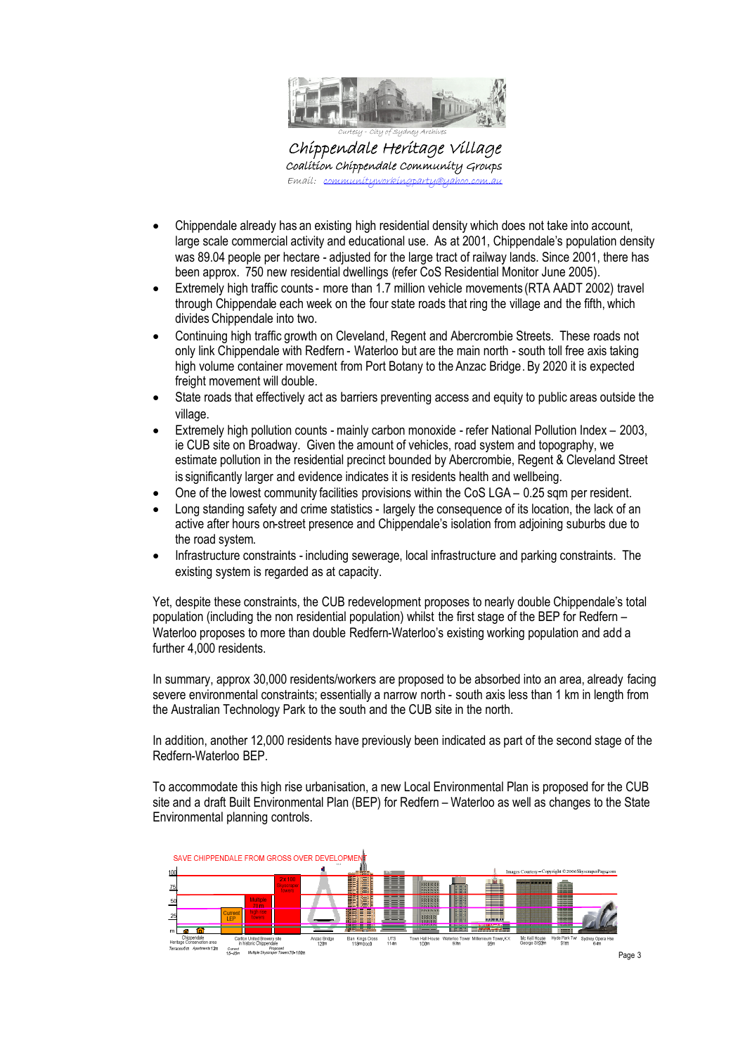Curtesy - City of Sydney Archives

# Chippendale Heritage Village

### Coalition Chippendale Community Groups

Email: communityworkingparty@yahoo.com.au

- Chippendale already has an existing high residential density which does not take into account, large scale commercial activity and educational use. As at 2001, Chippendale's population density was 89.04 people per hectare - adjusted for the large tract of railway lands. Since 2001, there has been approx. 750 new residential dwellings (refer CoS Residential Monitor June 2005).
- Extremely high traffic counts - more than 1.7 million vehicle movements (RTA AADT 2002) travel through Chippendale each week on the four state roads that ring the village and the fifth, which divides Chippendale into two.
- Continuing high traffic growth on Cleveland, Regent and Abercrombie Streets. These roads not only link Chippendale with Redfern - Waterloo but are the main north - south toll free axis taking high volume container movement from Port Botany to the Anzac Bridge. By 2020 it is expected freight movement will double.
- State roads that effectively act as barriers preventing access and equity to public areas outside the village.
- Extremely high pollution counts - mainly carbon monoxide - refer National Pollution Index – 2003, ie CUB site on Broadway. Given the amount of vehicles, road system and topography, we estimate pollution in the residential precinct bounded by Abercrombie, Regent & Cleveland Street is significantly larger and evidence indicates it is residents health and wellbeing.
- One of the lowest community facilities provisions within the CoS LGA – 0.25 sqm per resident.
- Long standing safety and crime statistics - largely the consequence of its location, the lack of an active after hours on-street presence and Chippendale's isolation from adjoining suburbs due to the road system.
- Infrastructure constraints - including sewerage, local infrastructure and parking constraints. The existing system is regarded as at capacity.

Yet, despite these constraints, the CUB redevelopment proposes to nearly double Chippendale's total population (including the non residential population) whilst the first stage of the BEP for Redfern – Waterloo proposes to more than double Redfern-Waterloo's existing working population and add a further 4,000 residents.

In summary, approx 30,000 residents/workers are proposed to be absorbed into an area, already facing severe environmental constraints; essentially a narrow north - south axis less than 1 km in length from the Australian Technology Park to the south and the CUB site in the north.

In addition, another 12,000 residents have previously been indicated as part of the second stage of the Redfern-Waterloo BEP.

To accommodate this high rise urbanisation, a new Local Environmental Plan is proposed for the CUB site and a draft Built Environmental Plan (BEP) for Redfern – Waterloo as well as changes to the State Environmental planning controls.

SAVE CHIPPENDALE FROM GROSS OVER DEVELOPMENT

Images Courtesy – Copyright © 2006 SkyscraperPage.com

Chippendale Heritage Conservation area: Terraces 6m, Apartments 12m | Carlton United Brewery site in historic Chippendale: Current LEP 15–45m, Proposed Multiple 70 m high rise towers, 2 x 100 Skyscraper towers (Multiple Skyscraper Towers 70–100m) | Anzac Bridge 120m | Elan Kings Cross 118m (roof) | UTS 114m | Town Hall House 100m | Waterloo Tower 97m | Millennium Tower, KX 95m | Mc Kell House George St 93m | Hyde Park Twr 81m | Sydney Opera Hse 64m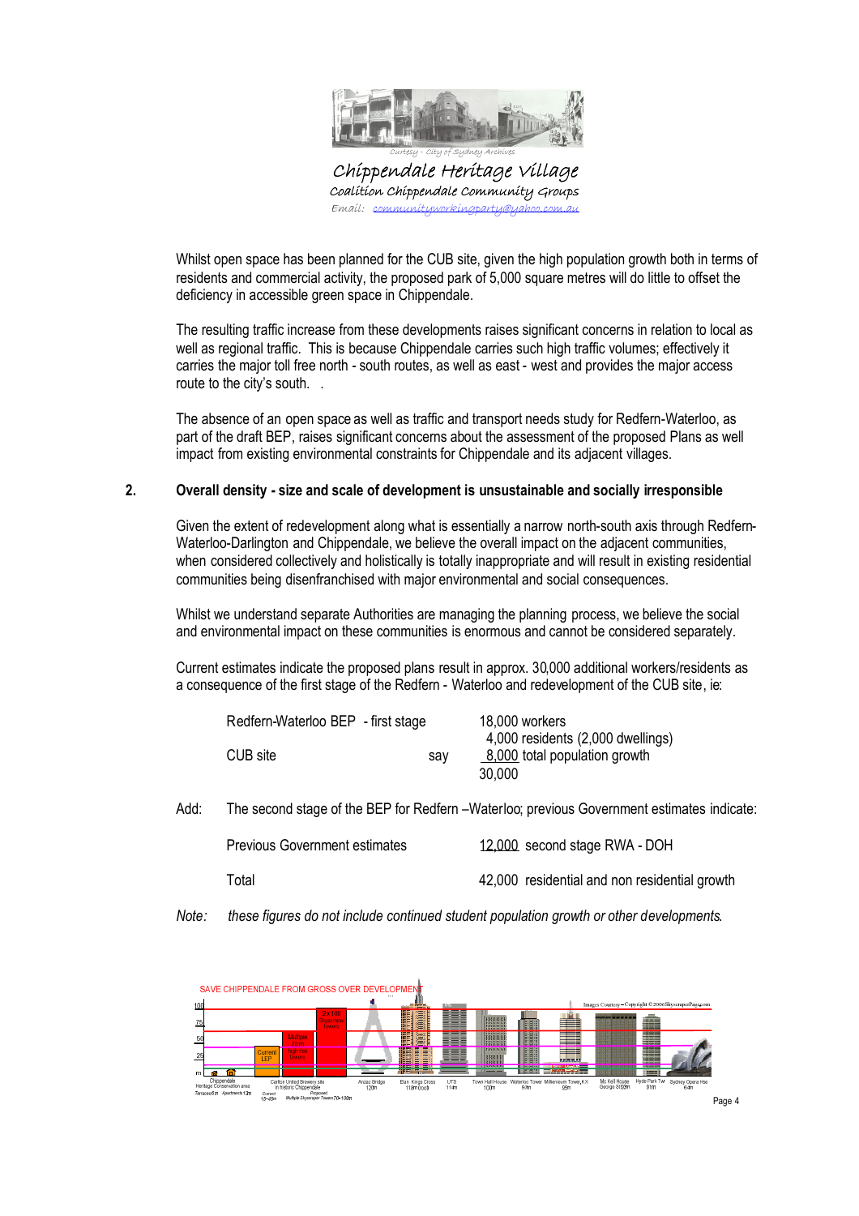Whilst open space has been planned for the CUB site, given the high population growth both in terms of residents and commercial activity, the proposed park of 5,000 square metres will do little to offset the deficiency in accessible green space in Chippendale.

The resulting traffic increase from these developments raises significant concerns in relation to local as well as regional traffic. This is because Chippendale carries such high traffic volumes; effectively it carries the major toll free north - south routes, as well as east - west and provides the major access route to the city's south. .

The absence of an open space as well as traffic and transport needs study for Redfern-Waterloo, as part of the draft BEP, raises significant concerns about the assessment of the proposed Plans as well impact from existing environmental constraints for Chippendale and its adjacent villages.

## 2. Overall density - size and scale of development is unsustainable and socially irresponsible

Given the extent of redevelopment along what is essentially a narrow north-south axis through Redfern-Waterloo-Darlington and Chippendale, we believe the overall impact on the adjacent communities, when considered collectively and holistically is totally inappropriate and will result in existing residential communities being disenfranchised with major environmental and social consequences.

Whilst we understand separate Authorities are managing the planning process, we believe the social and environmental impact on these communities is enormous and cannot be considered separately.

Current estimates indicate the proposed plans result in approx. 30,000 additional workers/residents as a consequence of the first stage of the Redfern - Waterloo and redevelopment of the CUB site, ie:

| | | |
|---|---|---|
| Redfern-Waterloo BEP - first stage | | 18,000 workers<br>4,000 residents (2,000 dwellings) |
| CUB site | say | 8,000 total population growth |
| | | 30,000 |

Add: The second stage of the BEP for Redfern –Waterloo; previous Government estimates indicate:

| | |
|---|---|
| Previous Government estimates | 12,000 second stage RWA - DOH |
| Total | 42,000 residential and non residential growth |

*Note: these figures do not include continued student population growth or other developments.*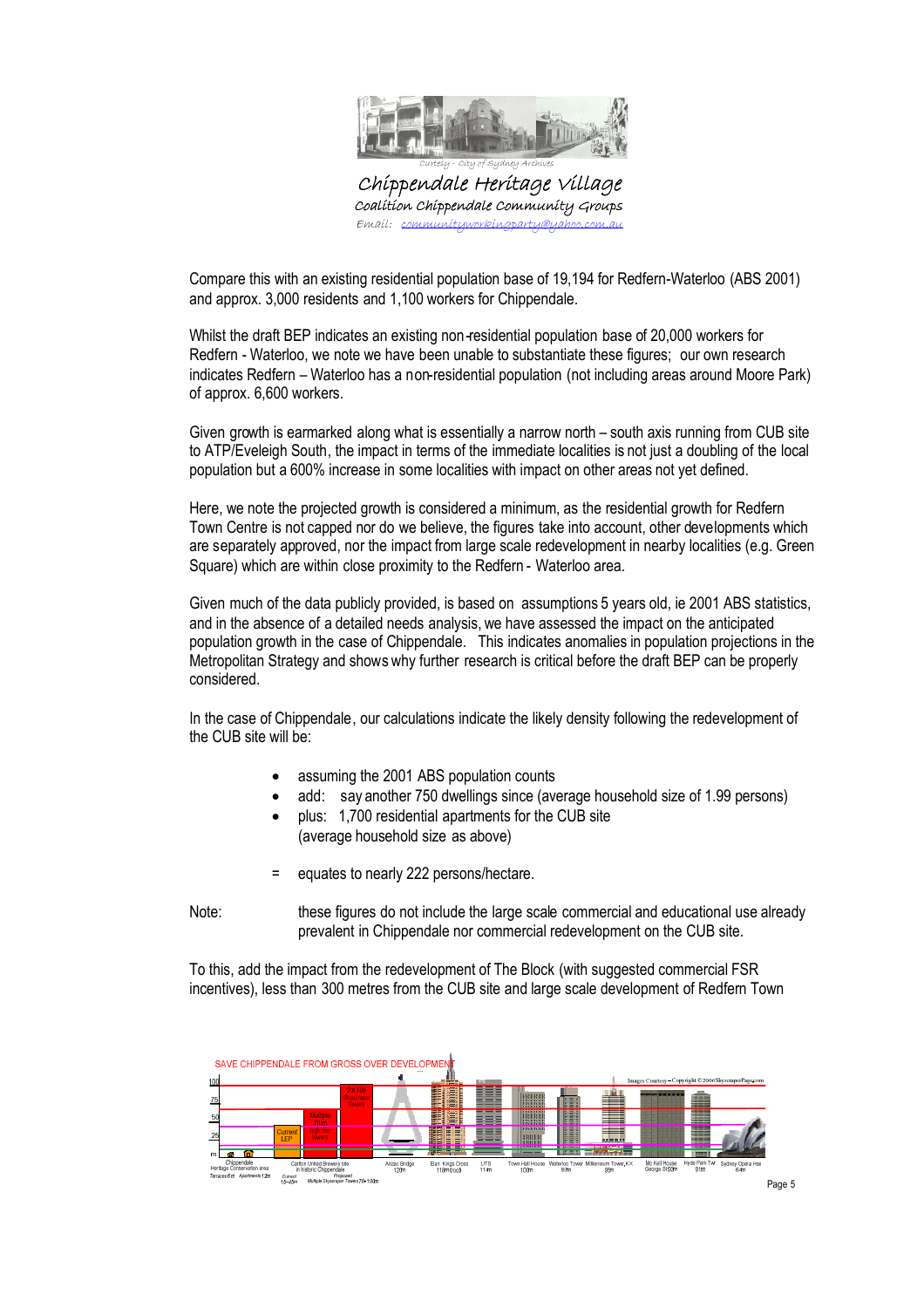Compare this with an existing residential population base of 19,194 for Redfern-Waterloo (ABS 2001) and approx. 3,000 residents and 1,100 workers for Chippendale.

Whilst the draft BEP indicates an existing non-residential population base of 20,000 workers for Redfern - Waterloo, we note we have been unable to substantiate these figures; our own research indicates Redfern – Waterloo has a non-residential population (not including areas around Moore Park) of approx. 6,600 workers.

Given growth is earmarked along what is essentially a narrow north – south axis running from CUB site to ATP/Eveleigh South, the impact in terms of the immediate localities is not just a doubling of the local population but a 600% increase in some localities with impact on other areas not yet defined.

Here, we note the projected growth is considered a minimum, as the residential growth for Redfern Town Centre is not capped nor do we believe, the figures take into account, other developments which are separately approved, nor the impact from large scale redevelopment in nearby localities (e.g. Green Square) which are within close proximity to the Redfern - Waterloo area.

Given much of the data publicly provided, is based on assumptions 5 years old, ie 2001 ABS statistics, and in the absence of a detailed needs analysis, we have assessed the impact on the anticipated population growth in the case of Chippendale. This indicates anomalies in population projections in the Metropolitan Strategy and shows why further research is critical before the draft BEP can be properly considered.

In the case of Chippendale, our calculations indicate the likely density following the redevelopment of the CUB site will be:

- assuming the 2001 ABS population counts
- add: say another 750 dwellings since (average household size of 1.99 persons)
- plus: 1,700 residential apartments for the CUB site (average household size as above)

= equates to nearly 222 persons/hectare.

Note: these figures do not include the large scale commercial and educational use already prevalent in Chippendale nor commercial redevelopment on the CUB site.

To this, add the impact from the redevelopment of The Block (with suggested commercial FSR incentives), less than 300 metres from the CUB site and large scale development of Redfern Town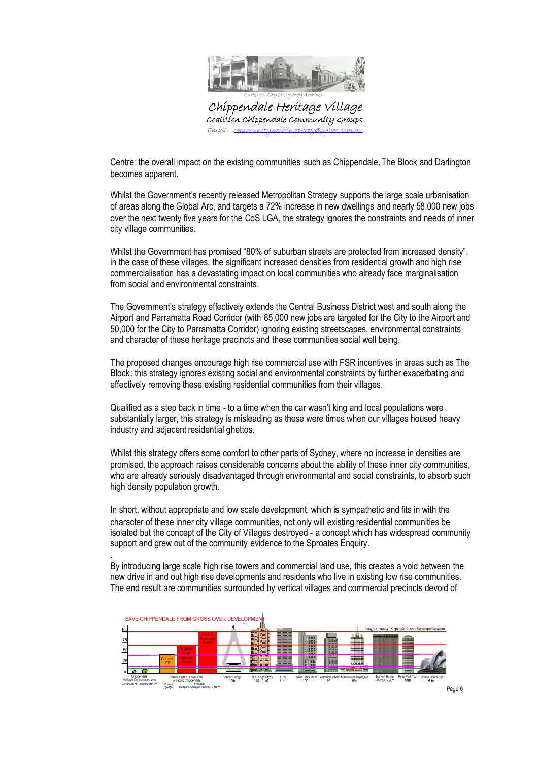Centre; the overall impact on the existing communities such as Chippendale, The Block and Darlington becomes apparent.

Whilst the Government's recently released Metropolitan Strategy supports the large scale urbanisation of areas along the Global Arc, and targets a 72% increase in new dwellings and nearly 58,000 new jobs over the next twenty five years for the CoS LGA, the strategy ignores the constraints and needs of inner city village communities.

Whilst the Government has promised "80% of suburban streets are protected from increased density", in the case of these villages, the significant increased densities from residential growth and high rise commercialisation has a devastating impact on local communities who already face marginalisation from social and environmental constraints.

The Government's strategy effectively extends the Central Business District west and south along the Airport and Parramatta Road Corridor (with 85,000 new jobs are targeted for the City to the Airport and 50,000 for the City to Parramatta Corridor) ignoring existing streetscapes, environmental constraints and character of these heritage precincts and these communities social well being.

The proposed changes encourage high rise commercial use with FSR incentives in areas such as The Block; this strategy ignores existing social and environmental constraints by further exacerbating and effectively removing these existing residential communities from their villages.

Qualified as a step back in time - to a time when the car wasn't king and local populations were substantially larger, this strategy is misleading as these were times when our villages housed heavy industry and adjacent residential ghettos.

Whilst this strategy offers some comfort to other parts of Sydney, where no increase in densities are promised, the approach raises considerable concerns about the ability of these inner city communities, who are already seriously disadvantaged through environmental and social constraints, to absorb such high density population growth.

In short, without appropriate and low scale development, which is sympathetic and fits in with the character of these inner city village communities, not only will existing residential communities be isolated but the concept of the City of Villages destroyed - a concept which has widespread community support and grew out of the community evidence to the Sproates Enquiry.

By introducing large scale high rise towers and commercial land use, this creates a void between the new drive in and out high rise developments and residents who live in existing low rise communities. The end result are communities surrounded by vertical villages and commercial precincts devoid of

SAVE CHIPPENDALE FROM GROSS OVER DEVELOPMENT

Chippendale Heritage Conservation area: Terraces 6m, Apartments 12m — Carlton United Brewery site in historic Chippendale: Current LEP 15-45m; Proposed Multiple 70m high rise towers; 2x100 Skyscraper towers (Multiple Skyscraper Towers 70-100m) — Anzac Bridge 120m — Elan Kings Cross 118m (roof) — UTS 114m — Town Hall House 100m — Waterloo Tower 87m — Millenium Tower, KX 95m — Mc Kell House George St 93m — Hyde Park Twr 81m — Sydney Opera Hse 64m

Images Courtesy – Copyright © 2006 SkyscraperPage.com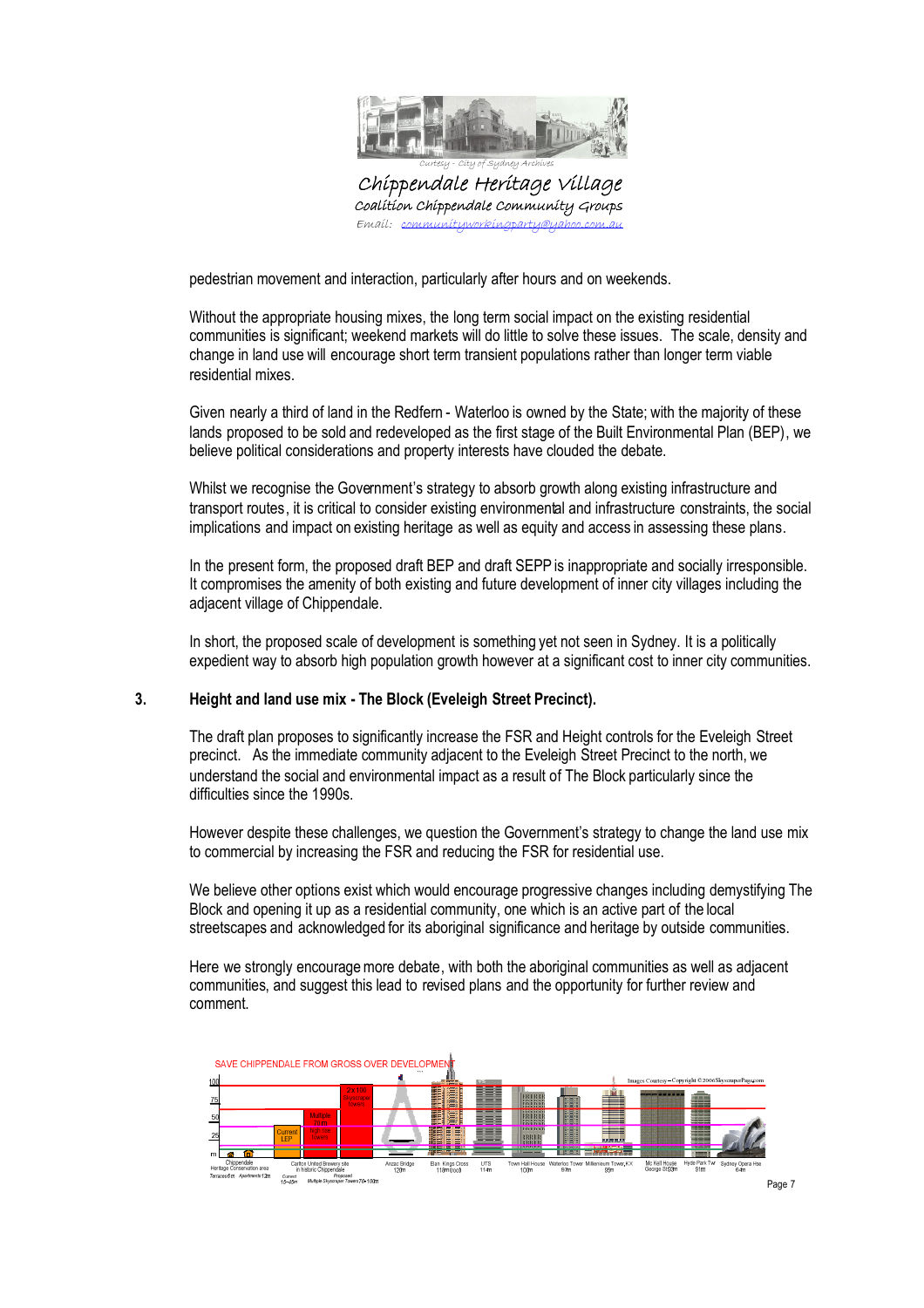pedestrian movement and interaction, particularly after hours and on weekends.

Without the appropriate housing mixes, the long term social impact on the existing residential communities is significant; weekend markets will do little to solve these issues. The scale, density and change in land use will encourage short term transient populations rather than longer term viable residential mixes.

Given nearly a third of land in the Redfern - Waterloo is owned by the State; with the majority of these lands proposed to be sold and redeveloped as the first stage of the Built Environmental Plan (BEP), we believe political considerations and property interests have clouded the debate.

Whilst we recognise the Government's strategy to absorb growth along existing infrastructure and transport routes, it is critical to consider existing environmental and infrastructure constraints, the social implications and impact on existing heritage as well as equity and access in assessing these plans.

In the present form, the proposed draft BEP and draft SEPP is inappropriate and socially irresponsible. It compromises the amenity of both existing and future development of inner city villages including the adjacent village of Chippendale.

In short, the proposed scale of development is something yet not seen in Sydney. It is a politically expedient way to absorb high population growth however at a significant cost to inner city communities.

## 3. Height and land use mix - The Block (Eveleigh Street Precinct).

The draft plan proposes to significantly increase the FSR and Height controls for the Eveleigh Street precinct. As the immediate community adjacent to the Eveleigh Street Precinct to the north, we understand the social and environmental impact as a result of The Block particularly since the difficulties since the 1990s.

However despite these challenges, we question the Government's strategy to change the land use mix to commercial by increasing the FSR and reducing the FSR for residential use.

We believe other options exist which would encourage progressive changes including demystifying The Block and opening it up as a residential community, one which is an active part of the local streetscapes and acknowledged for its aboriginal significance and heritage by outside communities.

Here we strongly encourage more debate, with both the aboriginal communities as well as adjacent communities, and suggest this lead to revised plans and the opportunity for further review and comment.

SAVE CHIPPENDALE FROM GROSS OVER DEVELOPMENT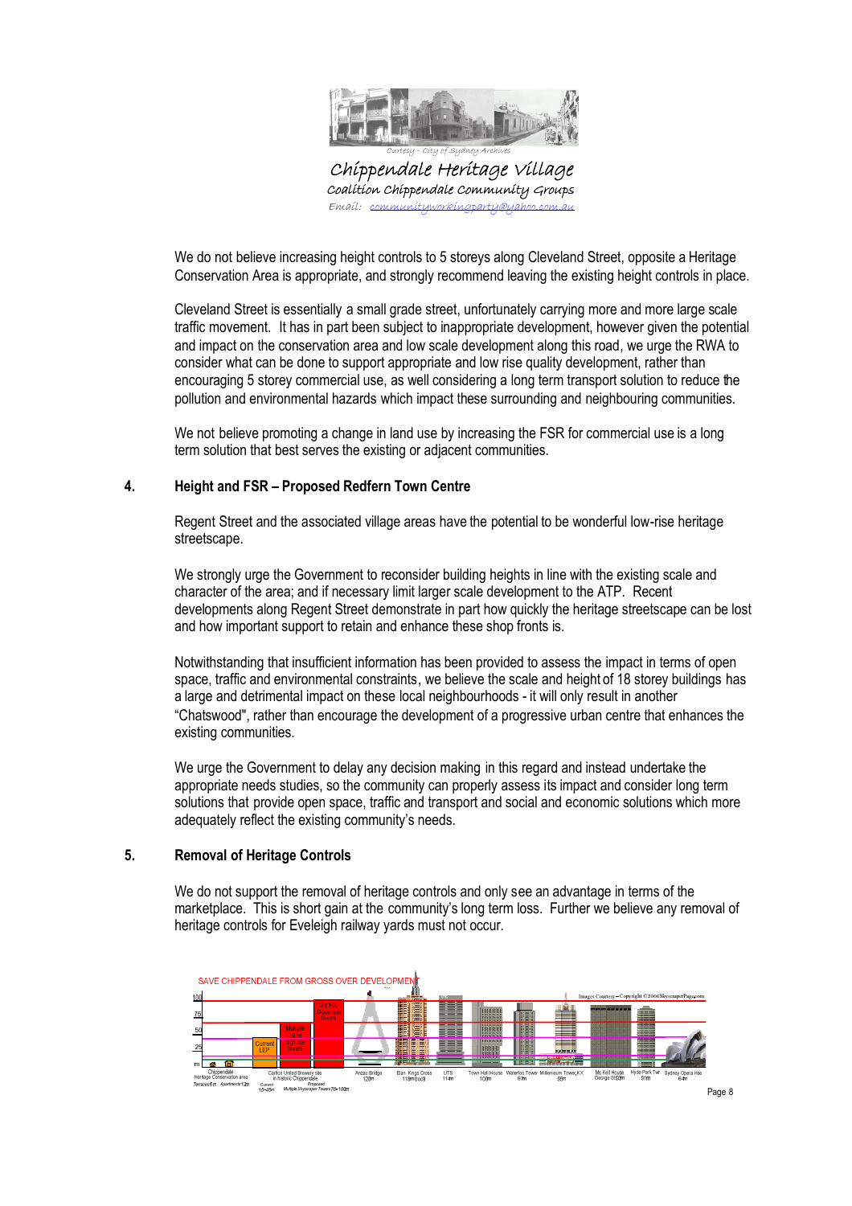Curtesy - City of Sydney Archives

Chippendale Heritage Village

Coalition Chippendale Community Groups

Email: communityworkingparty@yahoo.com.au

We do not believe increasing height controls to 5 storeys along Cleveland Street, opposite a Heritage Conservation Area is appropriate, and strongly recommend leaving the existing height controls in place.

Cleveland Street is essentially a small grade street, unfortunately carrying more and more large scale traffic movement. It has in part been subject to inappropriate development, however given the potential and impact on the conservation area and low scale development along this road, we urge the RWA to consider what can be done to support appropriate and low rise quality development, rather than encouraging 5 storey commercial use, as well considering a long term transport solution to reduce the pollution and environmental hazards which impact these surrounding and neighbouring communities.

We not believe promoting a change in land use by increasing the FSR for commercial use is a long term solution that best serves the existing or adjacent communities.

## 4. Height and FSR – Proposed Redfern Town Centre

Regent Street and the associated village areas have the potential to be wonderful low-rise heritage streetscape.

We strongly urge the Government to reconsider building heights in line with the existing scale and character of the area; and if necessary limit larger scale development to the ATP. Recent developments along Regent Street demonstrate in part how quickly the heritage streetscape can be lost and how important support to retain and enhance these shop fronts is.

Notwithstanding that insufficient information has been provided to assess the impact in terms of open space, traffic and environmental constraints, we believe the scale and height of 18 storey buildings has a large and detrimental impact on these local neighbourhoods - it will only result in another "Chatswood", rather than encourage the development of a progressive urban centre that enhances the existing communities.

We urge the Government to delay any decision making in this regard and instead undertake the appropriate needs studies, so the community can properly assess its impact and consider long term solutions that provide open space, traffic and transport and social and economic solutions which more adequately reflect the existing community's needs.

## 5. Removal of Heritage Controls

We do not support the removal of heritage controls and only see an advantage in terms of the marketplace. This is short gain at the community's long term loss. Further we believe any removal of heritage controls for Eveleigh railway yards must not occur.

SAVE CHIPPENDALE FROM GROSS OVER DEVELOPMENT

Images Courtesy – Copyright © 2006 SkyscraperPage.com

Chippendale Heritage Conservation area: Terraces 6m, Apartments 12m | Carlton United Brewery site in historic Chippendale: Current 15–45m, Proposed Multiple Skyscraper Towers 70–100m | Anzac Bridge 120m | Elan Kings Cross 118m | UTS 114m | Town Hall House 100m | Waterloo Tower 87m | Millennium Tower, KX 85m | Mc Kell House George St 83m | Hyde Park Twr 81m | Sydney Opera Hse 64m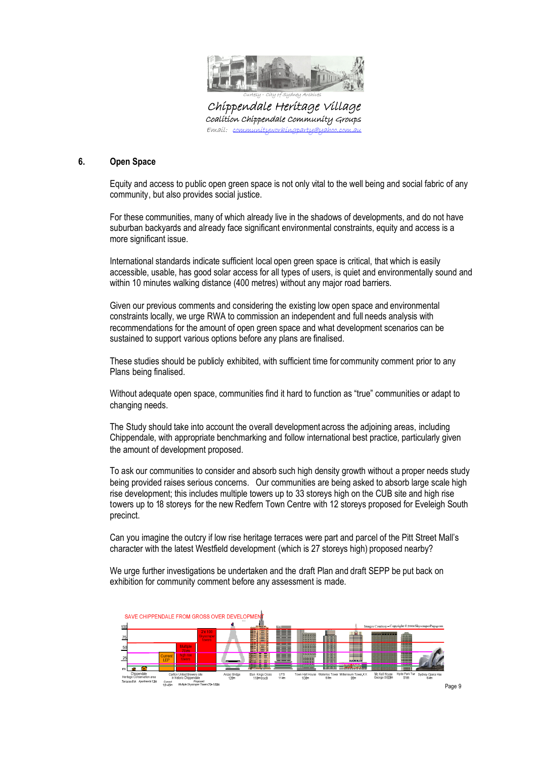Curtesy - City of Sydney Archives

Chippendale Heritage Village

Coalition Chippendale Community Groups

Email: communityworkingparty@yahoo.com.au

## 6. Open Space

Equity and access to public open green space is not only vital to the well being and social fabric of any community, but also provides social justice.

For these communities, many of which already live in the shadows of developments, and do not have suburban backyards and already face significant environmental constraints, equity and access is a more significant issue.

International standards indicate sufficient local open green space is critical, that which is easily accessible, usable, has good solar access for all types of users, is quiet and environmentally sound and within 10 minutes walking distance (400 metres) without any major road barriers.

Given our previous comments and considering the existing low open space and environmental constraints locally, we urge RWA to commission an independent and full needs analysis with recommendations for the amount of open green space and what development scenarios can be sustained to support various options before any plans are finalised.

These studies should be publicly exhibited, with sufficient time for community comment prior to any Plans being finalised.

Without adequate open space, communities find it hard to function as "true" communities or adapt to changing needs.

The Study should take into account the overall development across the adjoining areas, including Chippendale, with appropriate benchmarking and follow international best practice, particularly given the amount of development proposed.

To ask our communities to consider and absorb such high density growth without a proper needs study being provided raises serious concerns. Our communities are being asked to absorb large scale high rise development; this includes multiple towers up to 33 storeys high on the CUB site and high rise towers up to 18 storeys for the new Redfern Town Centre with 12 storeys proposed for Eveleigh South precinct.

Can you imagine the outcry if low rise heritage terraces were part and parcel of the Pitt Street Mall's character with the latest Westfield development (which is 27 storeys high) proposed nearby?

We urge further investigations be undertaken and the draft Plan and draft SEPP be put back on exhibition for community comment before any assessment is made.

SAVE CHIPPENDALE FROM GROSS OVER DEVELOPMENT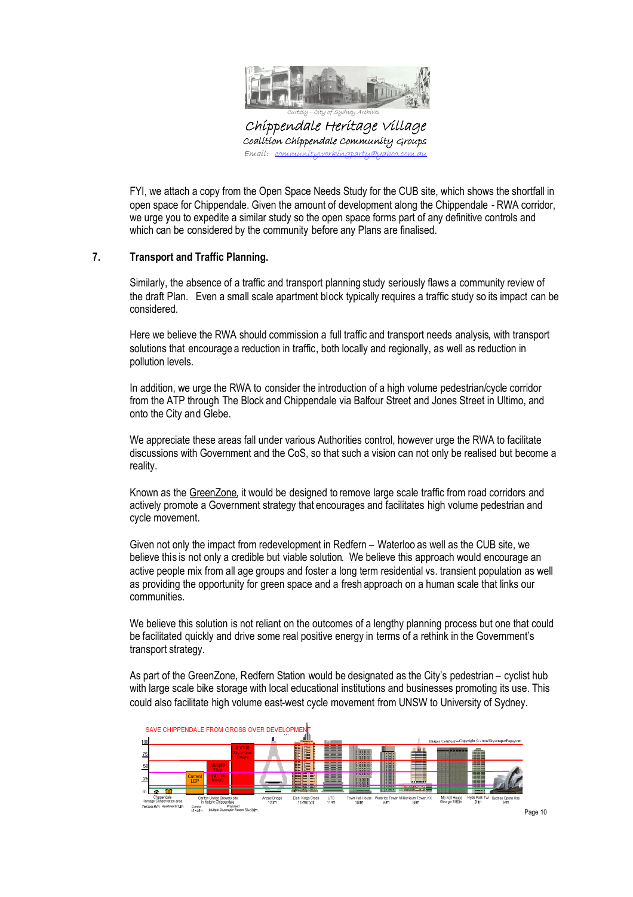FYI, we attach a copy from the Open Space Needs Study for the CUB site, which shows the shortfall in open space for Chippendale. Given the amount of development along the Chippendale - RWA corridor, we urge you to expedite a similar study so the open space forms part of any definitive controls and which can be considered by the community before any Plans are finalised.

## 7. Transport and Traffic Planning.

Similarly, the absence of a traffic and transport planning study seriously flaws a community review of the draft Plan. Even a small scale apartment block typically requires a traffic study so its impact can be considered.

Here we believe the RWA should commission a full traffic and transport needs analysis, with transport solutions that encourage a reduction in traffic, both locally and regionally, as well as reduction in pollution levels.

In addition, we urge the RWA to consider the introduction of a high volume pedestrian/cycle corridor from the ATP through The Block and Chippendale via Balfour Street and Jones Street in Ultimo, and onto the City and Glebe.

We appreciate these areas fall under various Authorities control, however urge the RWA to facilitate discussions with Government and the CoS, so that such a vision can not only be realised but become a reality.

Known as the GreenZone, it would be designed to remove large scale traffic from road corridors and actively promote a Government strategy that encourages and facilitates high volume pedestrian and cycle movement.

Given not only the impact from redevelopment in Redfern – Waterloo as well as the CUB site, we believe this is not only a credible but viable solution. We believe this approach would encourage an active people mix from all age groups and foster a long term residential vs. transient population as well as providing the opportunity for green space and a fresh approach on a human scale that links our communities.

We believe this solution is not reliant on the outcomes of a lengthy planning process but one that could be facilitated quickly and drive some real positive energy in terms of a rethink in the Government's transport strategy.

As part of the GreenZone, Redfern Station would be designated as the City's pedestrian – cyclist hub with large scale bike storage with local educational institutions and businesses promoting its use. This could also facilitate high volume east-west cycle movement from UNSW to University of Sydney.

SAVE CHIPPENDALE FROM GROSS OVER DEVELOPMENT

Images Courtesy – Copyright ©2006SkyscraperPage.com

Chippendale Heritage Conservation area: Terraces 6m, Apartments 12m | Carlton United Brewery site in historic Chippendale: Current 15–40m (Current LEP), Proposed Multiple Skyscraper Towers 70–100m (Multiple 70m high rise towers; 2 x 100 Skyscraper Towers) | Anzac Bridge 120m | Elan Kings Cross 118m | UTS 114m | Town Hall House 100m | Waterloo Tower 97m | Millennium Tower, KX 99m | Mc Kell House George St 93m | Hyde Park Twr 81m | Sydney Opera Hse 64m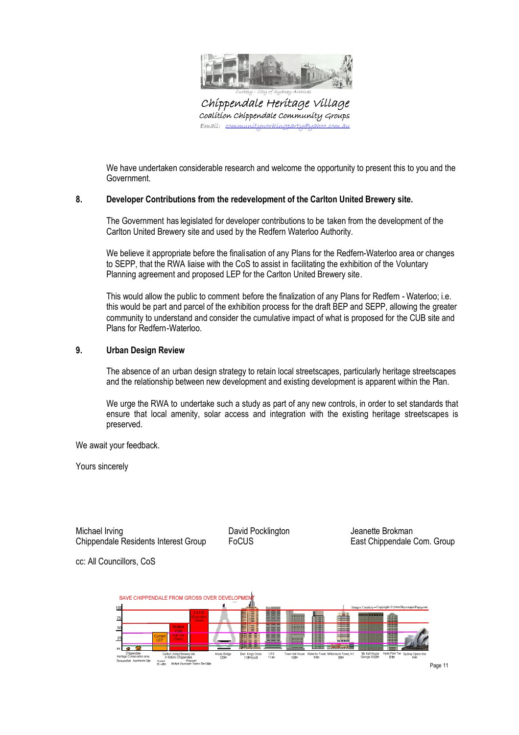Curtesy - City of Sydney Archives

Chippendale Heritage Village
Coalition Chippendale Community Groups
Email: communityworkingparty@yahoo.com.au

We have undertaken considerable research and welcome the opportunity to present this to you and the Government.

**8. Developer Contributions from the redevelopment of the Carlton United Brewery site.**

The Government has legislated for developer contributions to be taken from the development of the Carlton United Brewery site and used by the Redfern Waterloo Authority.

We believe it appropriate before the finalisation of any Plans for the Redfern-Waterloo area or changes to SEPP, that the RWA liaise with the CoS to assist in facilitating the exhibition of the Voluntary Planning agreement and proposed LEP for the Carlton United Brewery site.

This would allow the public to comment before the finalization of any Plans for Redfern - Waterloo; i.e. this would be part and parcel of the exhibition process for the draft BEP and SEPP, allowing the greater community to understand and consider the cumulative impact of what is proposed for the CUB site and Plans for Redfern-Waterloo.

**9. Urban Design Review**

The absence of an urban design strategy to retain local streetscapes, particularly heritage streetscapes and the relationship between new development and existing development is apparent within the Plan.

We urge the RWA to undertake such a study as part of any new controls, in order to set standards that ensure that local amenity, solar access and integration with the existing heritage streetscapes is preserved.

We await your feedback.

Yours sincerely

| | | |
|---|---|---|
| Michael Irving | David Pocklington | Jeanette Brokman |
| Chippendale Residents Interest Group | FoCUS | East Chippendale Com. Group |

cc: All Councillors, CoS

SAVE CHIPPENDALE FROM GROSS OVER DEVELOPMENT

Images Courtesy – Copyright ©2006SkyscraperPage.com

Chippendale Heritage Conservation area: Terraces 6m, Apartments 12m — Carlton United Brewery site in historic Chippendale: Current LEP 15–45m; Proposed Multiple Skyscraper Towers 70–100m (Multiple 70m high rise towers; 2 x 100 Skyscraper Towers) — Anzac Bridge 120m — Elan Kings Cross 118m (ex) — UTS 114m — Town Hall House 100m — Waterloo Tower 97m — Millenium Tower, KX 99m — Mc Kell House George St 93m — Hyde Park Twr 91m — Sydney Opera Hse 64m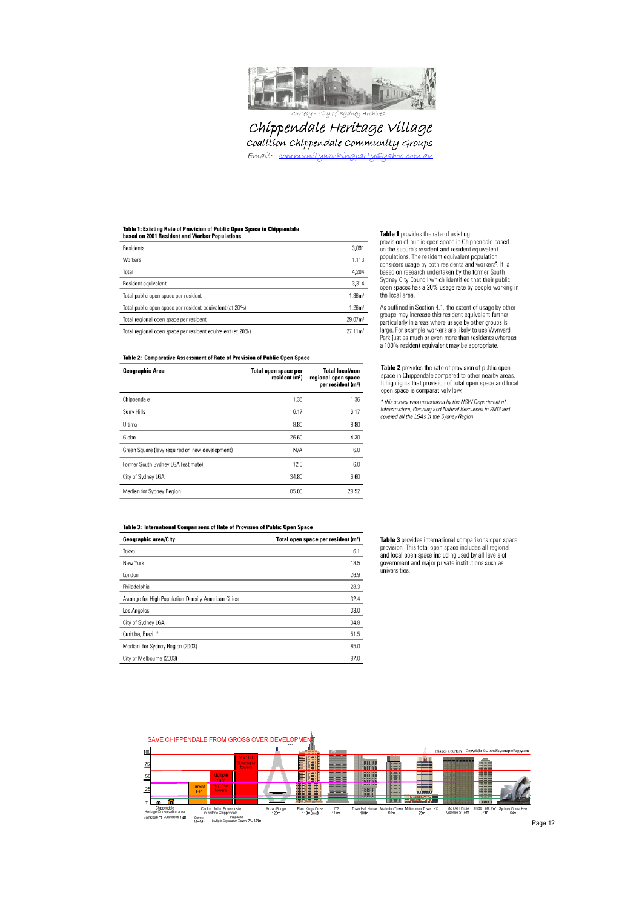*Curtesy - City of Sydney Archives*

# Chippendale Heritage Village

## Coalition Chippendale Community Groups

Email: communityworkingparty@yahoo.com.au

**Table 1: Existing Rate of Provision of Public Open Space in Chippendale based on 2001 Resident and Worker Populations**

| | |
|---|---|
| Residents | 3,091 |
| Workers | 1,113 |
| Total | 4,204 |
| Resident equivalent | 3,314 |
| Total public open space per resident | 1.36m² |
| Total public open space per resident equivalent (at 20%) | 1.26m² |
| Total regional open space per resident | 29.07m² |
| Total regional open space per resident equivalent (at 20%) | 27.11m² |

**Table 1** provides the rate of existing provision of public open space in Chippendale based on the suburb's resident and resident equivalent populations. The resident equivalent population considers usage by both residents and workers[6]. It is based on research undertaken by the former South Sydney City Council which identified that their public open spaces has a 20% usage rate by people working in the local area.

As outlined in Section 4.1, the extent of usage by other groups may increase this resident equivalent further particularly in areas where usage by other groups is large. For example workers are likely to use Wynyard Park just as much or even more than residents whereas a 100% resident equivalent may be appropriate.

**Table 2: Comparative Assessment of Rate of Provision of Public Open Space**

| Geographic Area | Total open space per resident (m²) | Total local/non regional open space per resident (m²) |
|---|---|---|
| Chippendale | 1.36 | 1.36 |
| Surry Hills | 6.17 | 6.17 |
| Ultimo | 8.80 | 8.80 |
| Glebe | 26.60 | 4.30 |
| Green Square (levy required on new development) | N/A | 6.0 |
| Former South Sydney LGA (estimate) | 12.0 | 6.0 |
| City of Sydney LGA | 34.80 | 6.60 |
| Median for Sydney Region | 85.03 | 29.52 |

**Table 2** provides the rate of provision of public open space in Chippendale compared to other nearby areas. It highlights that provision of total open space and local open space is comparatively low.

*\* this survey was undertaken by the NSW Department of Infrastructure, Planning and Natural Resources in 2003 and covered all the LGAs in the Sydney Region.*

**Table 3: International Comparisons of Rate of Provision of Public Open Space**

| Geographic area/City | Total open space per resident (m²) |
|---|---|
| Tokyo | 6.1 |
| New York | 18.5 |
| London | 26.9 |
| Philadelphia | 28.3 |
| Average for High Population Density American Cities | 32.4 |
| Los Angeles | 33.0 |
| City of Sydney LGA | 34.8 |
| Curitiba, Brazil * | 51.5 |
| Median for Sydney Region (2003) | 85.0 |
| City of Melbourne (2003) | 87.0 |

**Table 3** provides international comparisons open space provision. This total open space includes all regional and local open space including used by all levels of government and major private institutions such as universities.

SAVE CHIPPENDALE FROM GROSS OVER DEVELOPMENT

Images Courtesy – Copyright ©2006SkyscraperPage.com

| Building | Height |
|---|---|
| Chippendale Heritage Conservation area – Terraces | 6m |
| Chippendale Heritage Conservation area – Apartments | 12m |
| Carlton United Brewery site in historic Chippendale – Current | 15–45m |
| Carlton United Brewery site in historic Chippendale – Proposed Multiple Skyscraper Towers | 70–100m |
| Anzac Bridge | 120m |
| Elan Kings Cross | 118m (roof) |
| UTS | 114m |
| Town Hall House | 100m |
| Waterloo Tower | 97m |
| Millenium Tower, KX | 99m |
| Mc Kell House George St | 93m |
| Hyde Park Twr | 81m |
| Sydney Opera Hse | 64m |

Chart labels: Current LEP; Multiple 70m High rise Towers; 2 x 100 Skyscraper Towers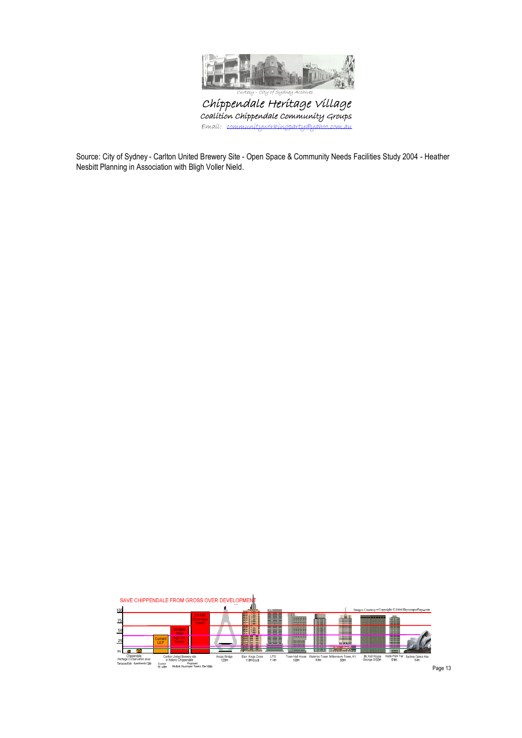*Curtesy - City of Sydney Archives*

*Chippendale Heritage Village*

*Coalition Chippendale Community Groups*

*Email: communityworkingparty@yahoo.com.au*

Source: City of Sydney - Carlton United Brewery Site - Open Space & Community Needs Facilities Study 2004 - Heather Nesbitt Planning in Association with Bligh Voller Nield.

SAVE CHIPPENDALE FROM GROSS OVER DEVELOPMENT

Images Courtesy – Copyright ©2006SkyscraperPage.com

100

75

50

25

m

Current LEP

Multiple 70m High-rise Towers

2 x 100 Skyscraper Towers

Chippendale Heritage Conservation area
Terraces 6m Apartments 12m

Carlton United Brewery site in historic Chippendale
Current 15 - 45m
Proposed Multiple Skyscraper Towers 70 - 100m

Anzac Bridge 120m

Elan Kings Cross 118m (roof)

UTS 114m

Town Hall House 100m

Waterloo Tower 97m

Millennium Tower, KX 99m

Mc Kell House George St 93m

Hyde Park Twr 81m

Sydney Opera Hse 64m